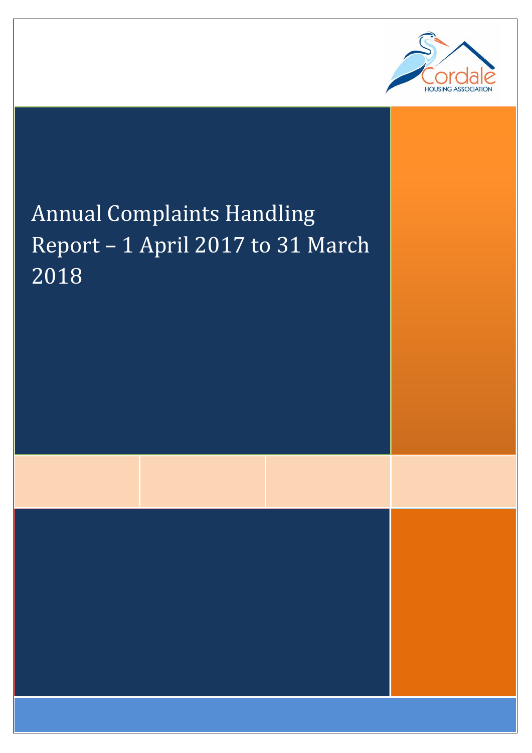Cordale

HOUSING ASSOCIATION

# Annual Complaints Handling Report – 1 April 2017 to 31 March 2018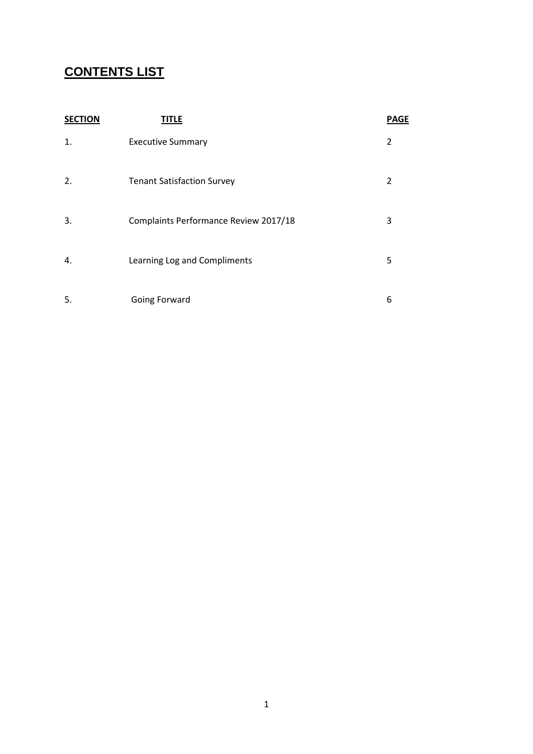## CONTENTS LIST

| SECTION | TITLE | PAGE |
|---|---|---|
| 1. | Executive Summary | 2 |
| 2. | Tenant Satisfaction Survey | 2 |
| 3. | Complaints Performance Review 2017/18 | 3 |
| 4. | Learning Log and Compliments | 5 |
| 5. | Going Forward | 6 |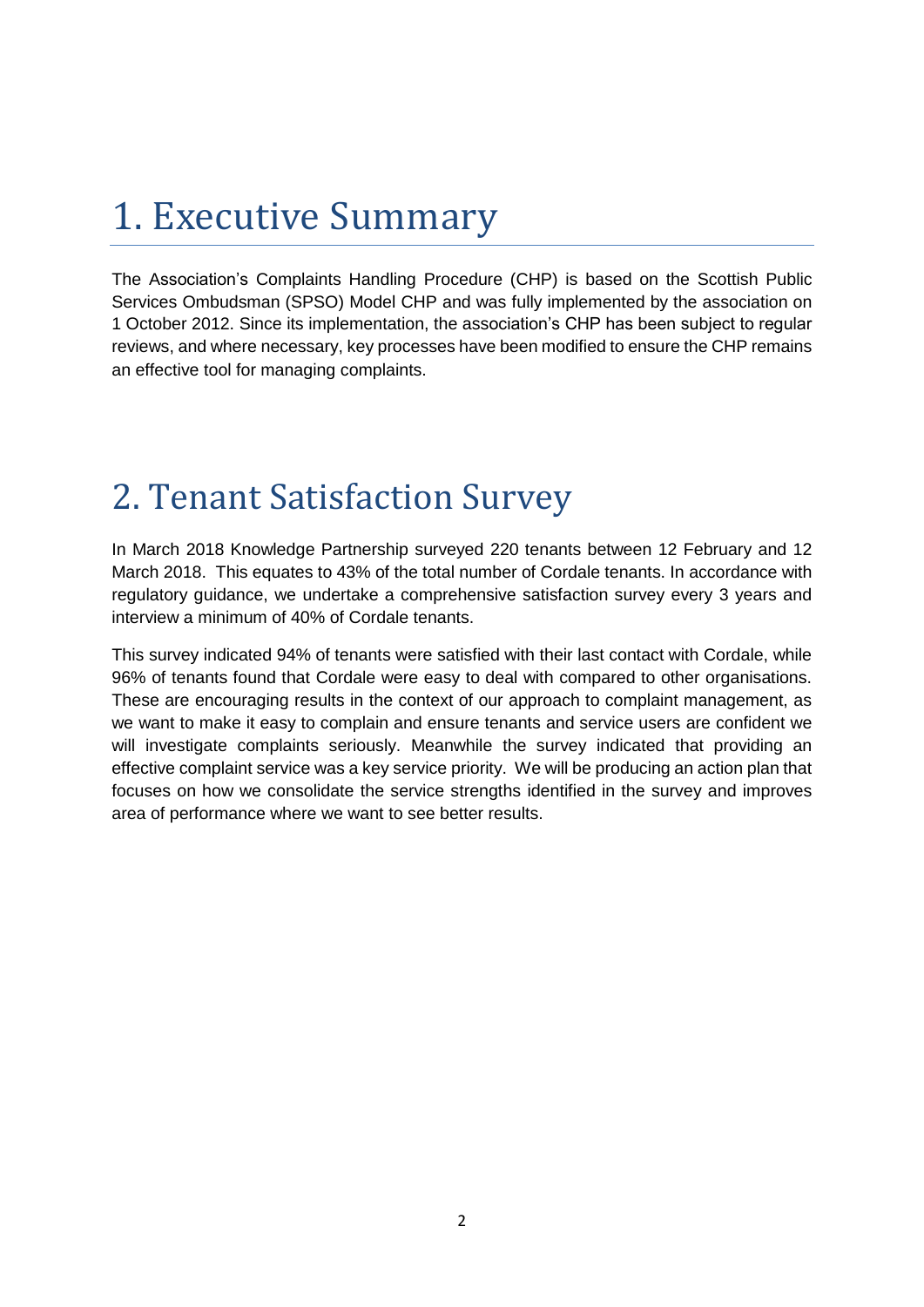# 1. Executive Summary

The Association's Complaints Handling Procedure (CHP) is based on the Scottish Public Services Ombudsman (SPSO) Model CHP and was fully implemented by the association on 1 October 2012. Since its implementation, the association's CHP has been subject to regular reviews, and where necessary, key processes have been modified to ensure the CHP remains an effective tool for managing complaints.

# 2. Tenant Satisfaction Survey

In March 2018 Knowledge Partnership surveyed 220 tenants between 12 February and 12 March 2018. This equates to 43% of the total number of Cordale tenants. In accordance with regulatory guidance, we undertake a comprehensive satisfaction survey every 3 years and interview a minimum of 40% of Cordale tenants.

This survey indicated 94% of tenants were satisfied with their last contact with Cordale, while 96% of tenants found that Cordale were easy to deal with compared to other organisations. These are encouraging results in the context of our approach to complaint management, as we want to make it easy to complain and ensure tenants and service users are confident we will investigate complaints seriously. Meanwhile the survey indicated that providing an effective complaint service was a key service priority. We will be producing an action plan that focuses on how we consolidate the service strengths identified in the survey and improves area of performance where we want to see better results.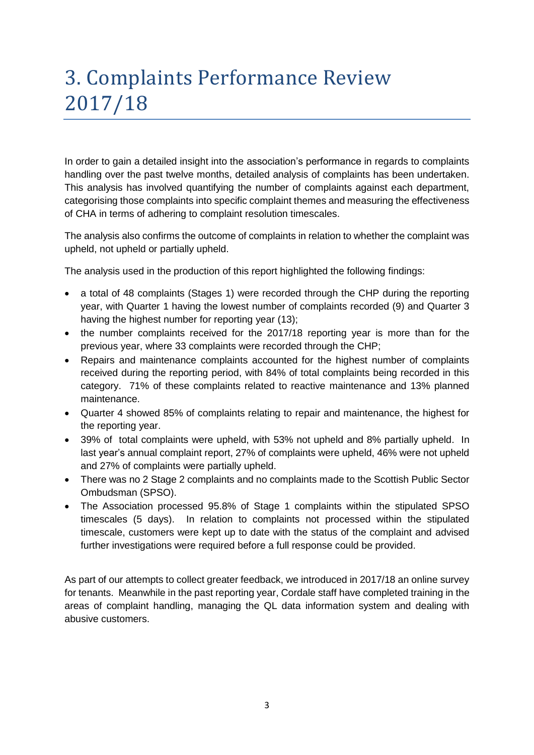# 3. Complaints Performance Review 2017/18

In order to gain a detailed insight into the association's performance in regards to complaints handling over the past twelve months, detailed analysis of complaints has been undertaken. This analysis has involved quantifying the number of complaints against each department, categorising those complaints into specific complaint themes and measuring the effectiveness of CHA in terms of adhering to complaint resolution timescales.

The analysis also confirms the outcome of complaints in relation to whether the complaint was upheld, not upheld or partially upheld.

The analysis used in the production of this report highlighted the following findings:

- a total of 48 complaints (Stages 1) were recorded through the CHP during the reporting year, with Quarter 1 having the lowest number of complaints recorded (9) and Quarter 3 having the highest number for reporting year (13);
- the number complaints received for the 2017/18 reporting year is more than for the previous year, where 33 complaints were recorded through the CHP;
- Repairs and maintenance complaints accounted for the highest number of complaints received during the reporting period, with 84% of total complaints being recorded in this category. 71% of these complaints related to reactive maintenance and 13% planned maintenance.
- Quarter 4 showed 85% of complaints relating to repair and maintenance, the highest for the reporting year.
- 39% of total complaints were upheld, with 53% not upheld and 8% partially upheld. In last year's annual complaint report, 27% of complaints were upheld, 46% were not upheld and 27% of complaints were partially upheld.
- There was no 2 Stage 2 complaints and no complaints made to the Scottish Public Sector Ombudsman (SPSO).
- The Association processed 95.8% of Stage 1 complaints within the stipulated SPSO timescales (5 days). In relation to complaints not processed within the stipulated timescale, customers were kept up to date with the status of the complaint and advised further investigations were required before a full response could be provided.

As part of our attempts to collect greater feedback, we introduced in 2017/18 an online survey for tenants. Meanwhile in the past reporting year, Cordale staff have completed training in the areas of complaint handling, managing the QL data information system and dealing with abusive customers.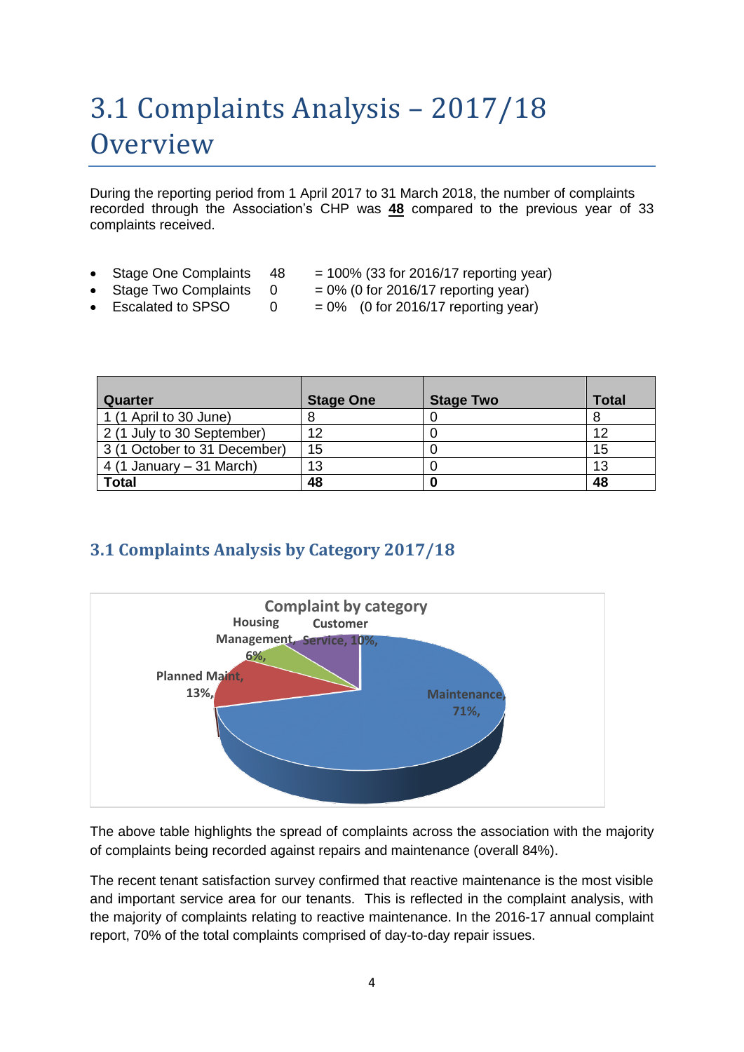# 3.1 Complaints Analysis – 2017/18 Overview

During the reporting period from 1 April 2017 to 31 March 2018, the number of complaints recorded through the Association's CHP was **48** compared to the previous year of 33 complaints received.

- Stage One Complaints 48 = 100% (33 for 2016/17 reporting year)
- Stage Two Complaints 0 = 0% (0 for 2016/17 reporting year)
- Escalated to SPSO 0 = 0% (0 for 2016/17 reporting year)

| Quarter | Stage One | Stage Two | Total |
|---|---|---|---|
| 1 (1 April to 30 June) | 8 | 0 | 8 |
| 2 (1 July to 30 September) | 12 | 0 | 12 |
| 3 (1 October to 31 December) | 15 | 0 | 15 |
| 4 (1 January – 31 March) | 13 | 0 | 13 |
| **Total** | **48** | **0** | **48** |

## 3.1 Complaints Analysis by Category 2017/18

Complaint by category

- Maintenance, 71%
- Planned Maint, 13%
- Housing Management, 6%
- Customer Service, 10%

The above table highlights the spread of complaints across the association with the majority of complaints being recorded against repairs and maintenance (overall 84%).

The recent tenant satisfaction survey confirmed that reactive maintenance is the most visible and important service area for our tenants. This is reflected in the complaint analysis, with the majority of complaints relating to reactive maintenance. In the 2016-17 annual complaint report, 70% of the total complaints comprised of day-to-day repair issues.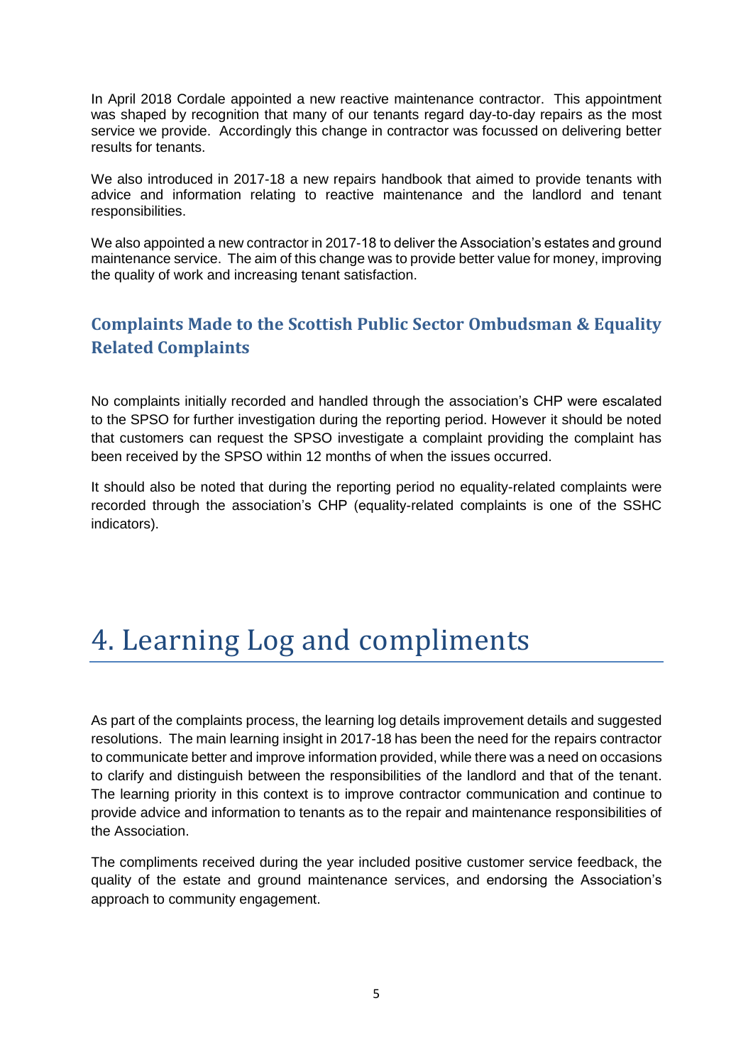In April 2018 Cordale appointed a new reactive maintenance contractor. This appointment was shaped by recognition that many of our tenants regard day-to-day repairs as the most service we provide. Accordingly this change in contractor was focussed on delivering better results for tenants.

We also introduced in 2017-18 a new repairs handbook that aimed to provide tenants with advice and information relating to reactive maintenance and the landlord and tenant responsibilities.

We also appointed a new contractor in 2017-18 to deliver the Association's estates and ground maintenance service. The aim of this change was to provide better value for money, improving the quality of work and increasing tenant satisfaction.

### Complaints Made to the Scottish Public Sector Ombudsman & Equality Related Complaints

No complaints initially recorded and handled through the association's CHP were escalated to the SPSO for further investigation during the reporting period. However it should be noted that customers can request the SPSO investigate a complaint providing the complaint has been received by the SPSO within 12 months of when the issues occurred.

It should also be noted that during the reporting period no equality-related complaints were recorded through the association's CHP (equality-related complaints is one of the SSHC indicators).

# 4. Learning Log and compliments

As part of the complaints process, the learning log details improvement details and suggested resolutions. The main learning insight in 2017-18 has been the need for the repairs contractor to communicate better and improve information provided, while there was a need on occasions to clarify and distinguish between the responsibilities of the landlord and that of the tenant. The learning priority in this context is to improve contractor communication and continue to provide advice and information to tenants as to the repair and maintenance responsibilities of the Association.

The compliments received during the year included positive customer service feedback, the quality of the estate and ground maintenance services, and endorsing the Association's approach to community engagement.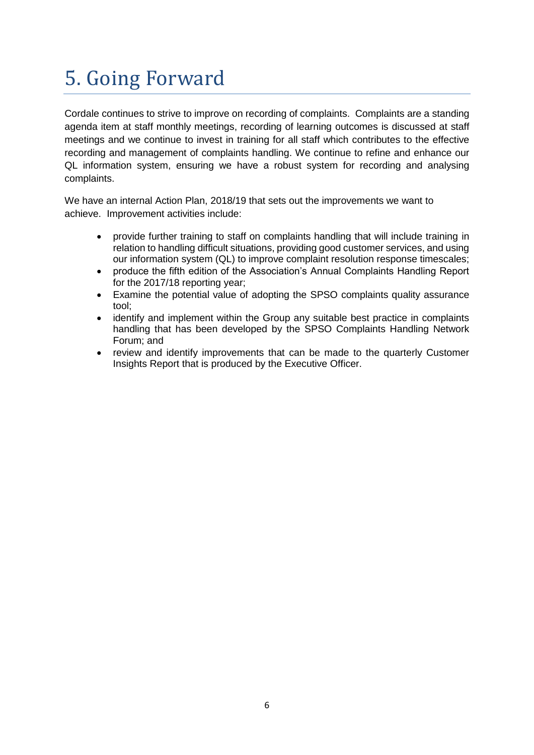# 5. Going Forward

Cordale continues to strive to improve on recording of complaints. Complaints are a standing agenda item at staff monthly meetings, recording of learning outcomes is discussed at staff meetings and we continue to invest in training for all staff which contributes to the effective recording and management of complaints handling. We continue to refine and enhance our QL information system, ensuring we have a robust system for recording and analysing complaints.

We have an internal Action Plan, 2018/19 that sets out the improvements we want to achieve. Improvement activities include:

- provide further training to staff on complaints handling that will include training in relation to handling difficult situations, providing good customer services, and using our information system (QL) to improve complaint resolution response timescales;
- produce the fifth edition of the Association's Annual Complaints Handling Report for the 2017/18 reporting year;
- Examine the potential value of adopting the SPSO complaints quality assurance tool;
- identify and implement within the Group any suitable best practice in complaints handling that has been developed by the SPSO Complaints Handling Network Forum; and
- review and identify improvements that can be made to the quarterly Customer Insights Report that is produced by the Executive Officer.